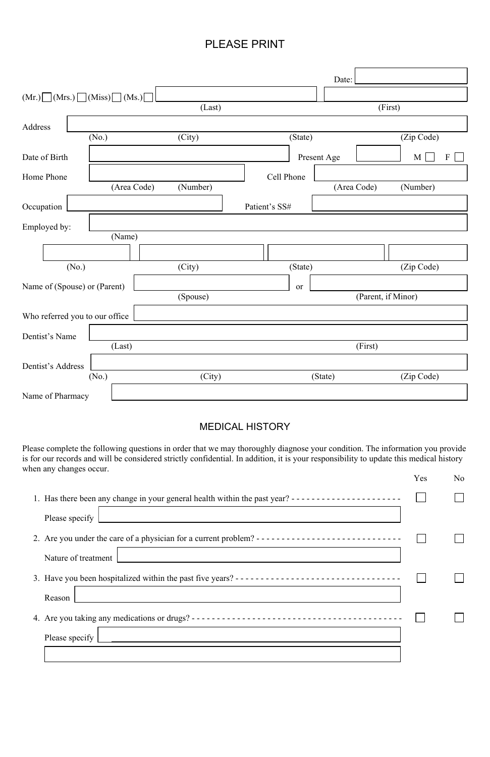# PLEASE PRINT

Date: ______________________

(Mr.) ☐ (Mrs.) ☐ (Miss) ☐ (Ms.) ☐ ______________________ (Last) ______________________ (First)

Address ______________________________________________
(No.) (City) (State) (Zip Code)

Date of Birth ______________________ Present Age ________ M ☐ F ☐

Home Phone ______________________ Cell Phone ______________________
(Area Code) (Number) (Area Code) (Number)

Occupation ______________________ Patient's SS# ______________________

Employed by: ______________________________________________
(Name)

______ ______________ ______________ ______
(No.) (City) (State) (Zip Code)

Name of (Spouse) or (Parent) ______________________ or ______________________
(Spouse) (Parent, if Minor)

Who referred you to our office ______________________________________________

Dentist's Name ______________________________________________
(Last) (First)

Dentist's Address ______________________________________________
(No.) (City) (State) (Zip Code)

Name of Pharmacy ______________________________________________

## MEDICAL HISTORY

Please complete the following questions in order that we may thoroughly diagnose your condition. The information you provide is for our records and will be considered strictly confidential. In addition, it is your responsibility to update this medical history when any changes occur.

| | Yes | No |
|---|---|---|
| 1. Has there been any change in your general health within the past year? | ☐ | ☐ |
| Please specify ______________________ | | |
| 2. Are you under the care of a physician for a current problem? | ☐ | ☐ |
| Nature of treatment ______________________ | | |
| 3. Have you been hospitalized within the past five years? | ☐ | ☐ |
| Reason ______________________ | | |
| 4. Are you taking any medications or drugs? | ☐ | ☐ |
| Please specify ______________________ | | |
| ______________________ | | |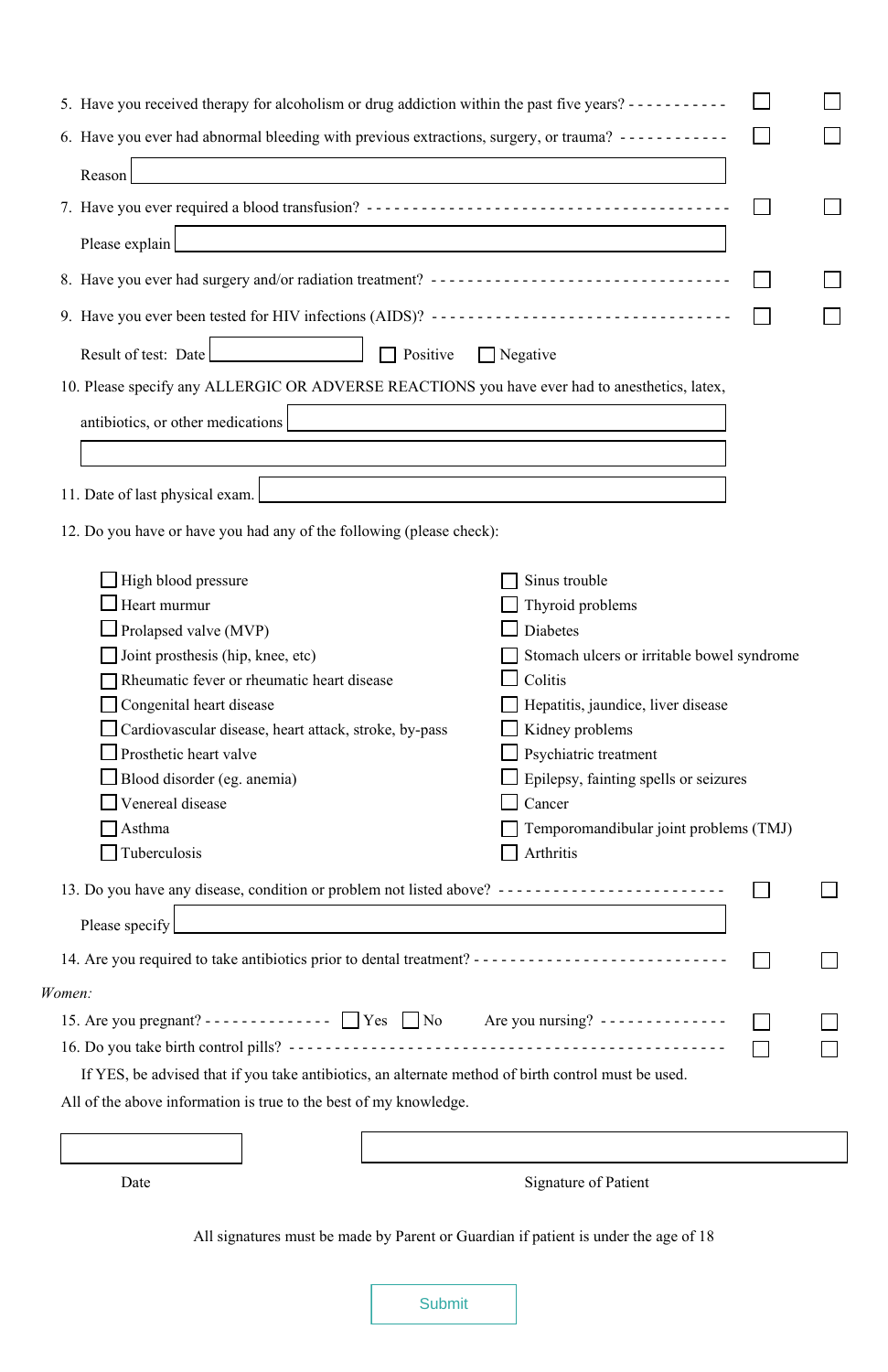5. Have you received therapy for alcoholism or drug addiction within the past five years? ☐ ☐

6. Have you ever had abnormal bleeding with previous extractions, surgery, or trauma? ☐ ☐

   Reason ____________________

7. Have you ever required a blood transfusion? ☐ ☐

   Please explain ____________________

8. Have you ever had surgery and/or radiation treatment? ☐ ☐

9. Have you ever been tested for HIV infections (AIDS)? ☐ ☐

   Result of test: Date __________ ☐ Positive ☐ Negative

10. Please specify any ALLERGIC OR ADVERSE REACTIONS you have ever had to anesthetics, latex, antibiotics, or other medications ____________________

    ____________________

11. Date of last physical exam. ____________________

12. Do you have or have you had any of the following (please check):

- ☐ High blood pressure
- ☐ Heart murmur
- ☐ Prolapsed valve (MVP)
- ☐ Joint prosthesis (hip, knee, etc)
- ☐ Rheumatic fever or rheumatic heart disease
- ☐ Congenital heart disease
- ☐ Cardiovascular disease, heart attack, stroke, by-pass
- ☐ Prosthetic heart valve
- ☐ Blood disorder (eg. anemia)
- ☐ Venereal disease
- ☐ Asthma
- ☐ Tuberculosis
- ☐ Sinus trouble
- ☐ Thyroid problems
- ☐ Diabetes
- ☐ Stomach ulcers or irritable bowel syndrome
- ☐ Colitis
- ☐ Hepatitis, jaundice, liver disease
- ☐ Kidney problems
- ☐ Psychiatric treatment
- ☐ Epilepsy, fainting spells or seizures
- ☐ Cancer
- ☐ Temporomandibular joint problems (TMJ)
- ☐ Arthritis

13. Do you have any disease, condition or problem not listed above? ☐ ☐

    Please specify ____________________

14. Are you required to take antibiotics prior to dental treatment? ☐ ☐

*Women:*

15. Are you pregnant? ☐ Yes ☐ No Are you nursing? ☐ ☐

16. Do you take birth control pills? ☐ ☐

    If YES, be advised that if you take antibiotics, an alternate method of birth control must be used.

All of the above information is true to the best of my knowledge.

__________ Date

____________________ Signature of Patient

All signatures must be made by Parent or Guardian if patient is under the age of 18

Submit